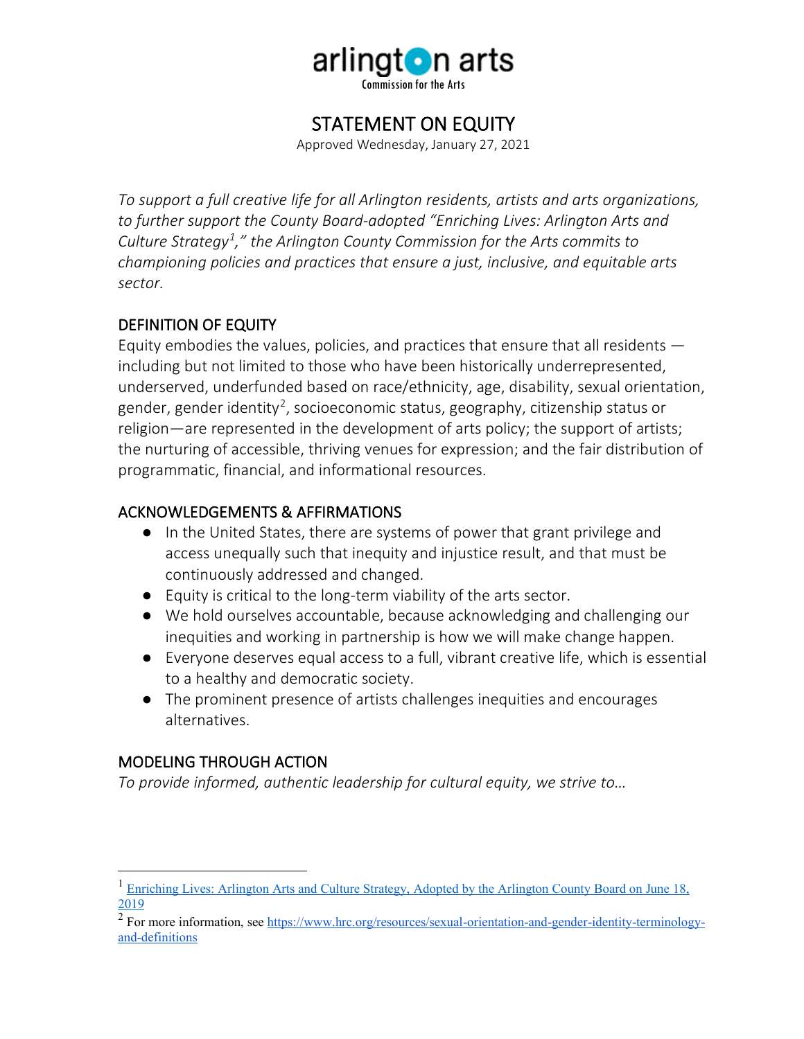arlington arts

Commission for the Arts

# STATEMENT ON EQUITY

Approved Wednesday, January 27, 2021

*To support a full creative life for all Arlington residents, artists and arts organizations, to further support the County Board-adopted "Enriching Lives: Arlington Arts and Culture Strategy[1]," the Arlington County Commission for the Arts commits to championing policies and practices that ensure a just, inclusive, and equitable arts sector.*

## DEFINITION OF EQUITY

Equity embodies the values, policies, and practices that ensure that all residents — including but not limited to those who have been historically underrepresented, underserved, underfunded based on race/ethnicity, age, disability, sexual orientation, gender, gender identity[2], socioeconomic status, geography, citizenship status or religion—are represented in the development of arts policy; the support of artists; the nurturing of accessible, thriving venues for expression; and the fair distribution of programmatic, financial, and informational resources.

## ACKNOWLEDGEMENTS & AFFIRMATIONS

- In the United States, there are systems of power that grant privilege and access unequally such that inequity and injustice result, and that must be continuously addressed and changed.
- Equity is critical to the long-term viability of the arts sector.
- We hold ourselves accountable, because acknowledging and challenging our inequities and working in partnership is how we will make change happen.
- Everyone deserves equal access to a full, vibrant creative life, which is essential to a healthy and democratic society.
- The prominent presence of artists challenges inequities and encourages alternatives.

## MODELING THROUGH ACTION

*To provide informed, authentic leadership for cultural equity, we strive to…*

---

[1] Enriching Lives: Arlington Arts and Culture Strategy, Adopted by the Arlington County Board on June 18, 2019

[2] For more information, see https://www.hrc.org/resources/sexual-orientation-and-gender-identity-terminology-and-definitions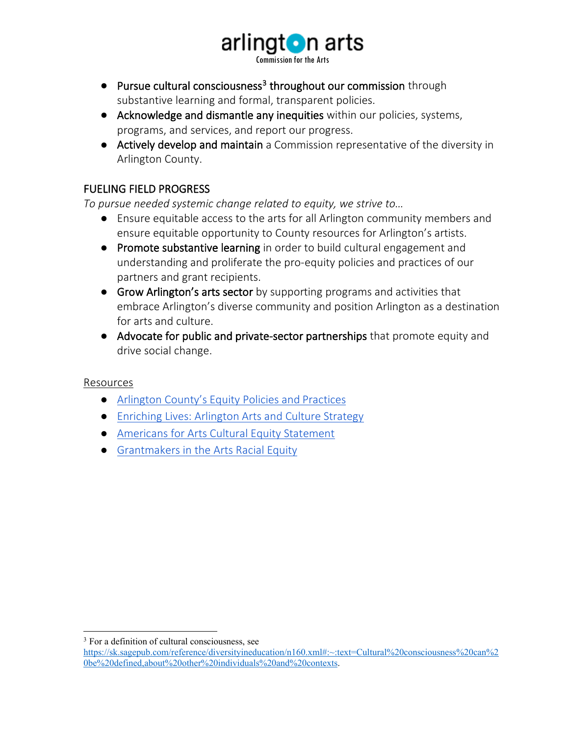- **Pursue cultural consciousness[3] throughout our commission** through substantive learning and formal, transparent policies.
- **Acknowledge and dismantle any inequities** within our policies, systems, programs, and services, and report our progress.
- **Actively develop and maintain** a Commission representative of the diversity in Arlington County.

## FUELING FIELD PROGRESS

*To pursue needed systemic change related to equity, we strive to…*

- Ensure equitable access to the arts for all Arlington community members and ensure equitable opportunity to County resources for Arlington's artists.
- **Promote substantive learning** in order to build cultural engagement and understanding and proliferate the pro-equity policies and practices of our partners and grant recipients.
- **Grow Arlington's arts sector** by supporting programs and activities that embrace Arlington's diverse community and position Arlington as a destination for arts and culture.
- **Advocate for public and private-sector partnerships** that promote equity and drive social change.

Resources

- Arlington County's Equity Policies and Practices
- Enriching Lives: Arlington Arts and Culture Strategy
- Americans for Arts Cultural Equity Statement
- Grantmakers in the Arts Racial Equity

---

[3] For a definition of cultural consciousness, see https://sk.sagepub.com/reference/diversityineducation/n160.xml#:~:text=Cultural%20consciousness%20can%20be%20defined,about%20other%20individuals%20and%20contexts.